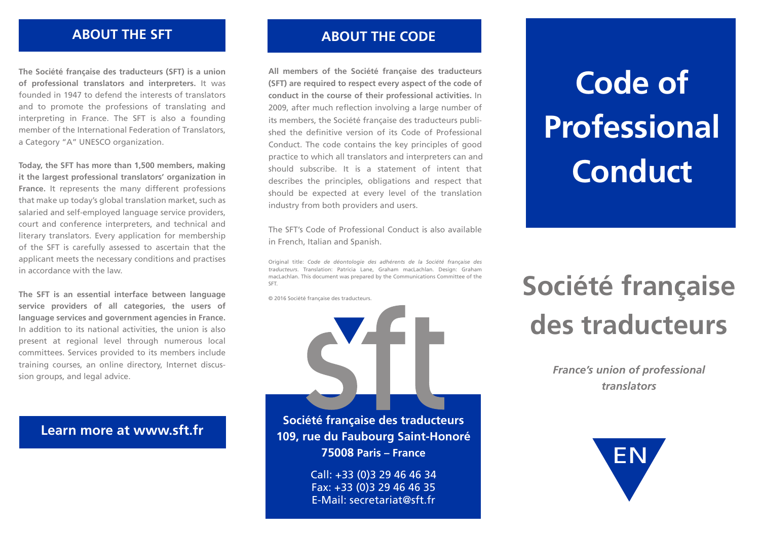## ABOUT THE SFT

**The Société française des traducteurs (SFT) is a union of professional translators and interpreters.** It was founded in 1947 to defend the interests of translators and to promote the professions of translating and interpreting in France. The SFT is also a founding member of the International Federation of Translators, a Category "A" UNESCO organization.

**Today, the SFT has more than 1,500 members, making it the largest professional translators' organization in France.** It represents the many different professions that make up today's global translation market, such as salaried and self-employed language service providers, court and conference interpreters, and technical and literary translators. Every application for membership of the SFT is carefully assessed to ascertain that the applicant meets the necessary conditions and practises in accordance with the law.

**The SFT is an essential interface between language service providers of all categories, the users of language services and government agencies in France.** In addition to its national activities, the union is also present at regional level through numerous local committees. Services provided to its members include training courses, an online directory, Internet discussion groups, and legal advice.

**Learn more at www.sft.fr**

## ABOUT THE CODE

**All members of the Société française des traducteurs (SFT) are required to respect every aspect of the code of conduct in the course of their professional activities.** In 2009, after much reflection involving a large number of its members, the Société française des traducteurs published the definitive version of its Code of Professional Conduct. The code contains the key principles of good practice to which all translators and interpreters can and should subscribe. It is a statement of intent that describes the principles, obligations and respect that should be expected at every level of the translation industry from both providers and users.

The SFT's Code of Professional Conduct is also available in French, Italian and Spanish.

Original title: *Code de déontologie des adhérents de la Société française des traducteurs*. Translation: Patricia Lane, Graham macLachlan. Design: Graham macLachlan. This document was prepared by the Communications Committee of the SFT.

© 2016 Société française des traducteurs.

**Société française des traducteurs**
**109, rue du Faubourg Saint-Honoré**
**75008 Paris – France**

Call: +33 (0)3 29 46 46 34
Fax: +33 (0)3 29 46 46 35
E-Mail: secretariat@sft.fr

# Code of Professional Conduct

# Société française des traducteurs

***France's union of professional translators***

EN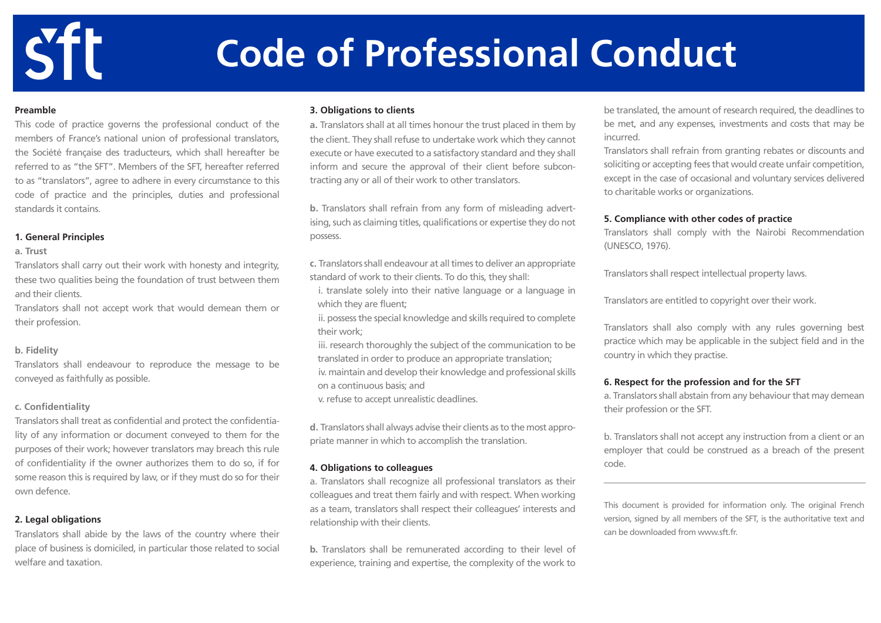# Code of Professional Conduct

**Preamble**

This code of practice governs the professional conduct of the members of France's national union of professional translators, the Société française des traducteurs, which shall hereafter be referred to as "the SFT". Members of the SFT, hereafter referred to as "translators", agree to adhere in every circumstance to this code of practice and the principles, duties and professional standards it contains.

## 1. General Principles

### a. Trust

Translators shall carry out their work with honesty and integrity, these two qualities being the foundation of trust between them and their clients.

Translators shall not accept work that would demean them or their profession.

### b. Fidelity

Translators shall endeavour to reproduce the message to be conveyed as faithfully as possible.

### c. Confidentiality

Translators shall treat as confidential and protect the confidentiality of any information or document conveyed to them for the purposes of their work; however translators may breach this rule of confidentiality if the owner authorizes them to do so, if for some reason this is required by law, or if they must do so for their own defence.

## 2. Legal obligations

Translators shall abide by the laws of the country where their place of business is domiciled, in particular those related to social welfare and taxation.

## 3. Obligations to clients

**a.** Translators shall at all times honour the trust placed in them by the client. They shall refuse to undertake work which they cannot execute or have executed to a satisfactory standard and they shall inform and secure the approval of their client before subcontracting any or all of their work to other translators.

**b.** Translators shall refrain from any form of misleading advertising, such as claiming titles, qualifications or expertise they do not possess.

**c.** Translators shall endeavour at all times to deliver an appropriate standard of work to their clients. To do this, they shall:

i. translate solely into their native language or a language in which they are fluent;

ii. possess the special knowledge and skills required to complete their work;

iii. research thoroughly the subject of the communication to be translated in order to produce an appropriate translation;

iv. maintain and develop their knowledge and professional skills on a continuous basis; and

v. refuse to accept unrealistic deadlines.

**d.** Translators shall always advise their clients as to the most appropriate manner in which to accomplish the translation.

## 4. Obligations to colleagues

a. Translators shall recognize all professional translators as their colleagues and treat them fairly and with respect. When working as a team, translators shall respect their colleagues' interests and relationship with their clients.

**b.** Translators shall be remunerated according to their level of experience, training and expertise, the complexity of the work to be translated, the amount of research required, the deadlines to be met, and any expenses, investments and costs that may be incurred.

Translators shall refrain from granting rebates or discounts and soliciting or accepting fees that would create unfair competition, except in the case of occasional and voluntary services delivered to charitable works or organizations.

## 5. Compliance with other codes of practice

Translators shall comply with the Nairobi Recommendation (UNESCO, 1976).

Translators shall respect intellectual property laws.

Translators are entitled to copyright over their work.

Translators shall also comply with any rules governing best practice which may be applicable in the subject field and in the country in which they practise.

## 6. Respect for the profession and for the SFT

a. Translators shall abstain from any behaviour that may demean their profession or the SFT.

b. Translators shall not accept any instruction from a client or an employer that could be construed as a breach of the present code.

---

This document is provided for information only. The original French version, signed by all members of the SFT, is the authoritative text and can be downloaded from www.sft.fr.